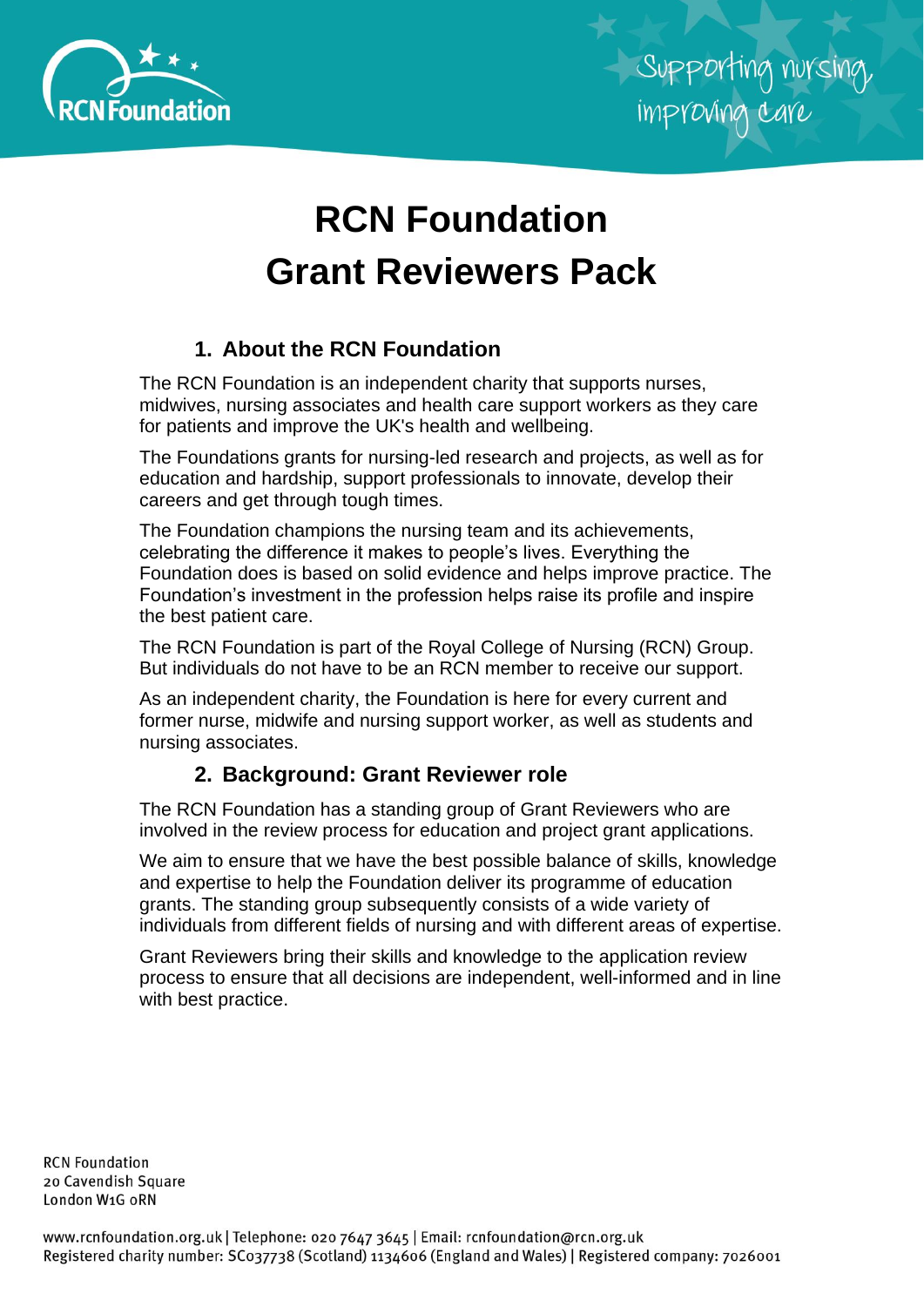# RCN Foundation Grant Reviewers Pack

## 1. About the RCN Foundation

The RCN Foundation is an independent charity that supports nurses, midwives, nursing associates and health care support workers as they care for patients and improve the UK's health and wellbeing.

The Foundations grants for nursing-led research and projects, as well as for education and hardship, support professionals to innovate, develop their careers and get through tough times.

The Foundation champions the nursing team and its achievements, celebrating the difference it makes to people's lives. Everything the Foundation does is based on solid evidence and helps improve practice. The Foundation's investment in the profession helps raise its profile and inspire the best patient care.

The RCN Foundation is part of the Royal College of Nursing (RCN) Group. But individuals do not have to be an RCN member to receive our support.

As an independent charity, the Foundation is here for every current and former nurse, midwife and nursing support worker, as well as students and nursing associates.

## 2. Background: Grant Reviewer role

The RCN Foundation has a standing group of Grant Reviewers who are involved in the review process for education and project grant applications.

We aim to ensure that we have the best possible balance of skills, knowledge and expertise to help the Foundation deliver its programme of education grants. The standing group subsequently consists of a wide variety of individuals from different fields of nursing and with different areas of expertise.

Grant Reviewers bring their skills and knowledge to the application review process to ensure that all decisions are independent, well-informed and in line with best practice.

RCN Foundation
20 Cavendish Square
London W1G 0RN

www.rcnfoundation.org.uk | Telephone: 020 7647 3645 | Email: rcnfoundation@rcn.org.uk
Registered charity number: SC037738 (Scotland) 1134606 (England and Wales) | Registered company: 7026001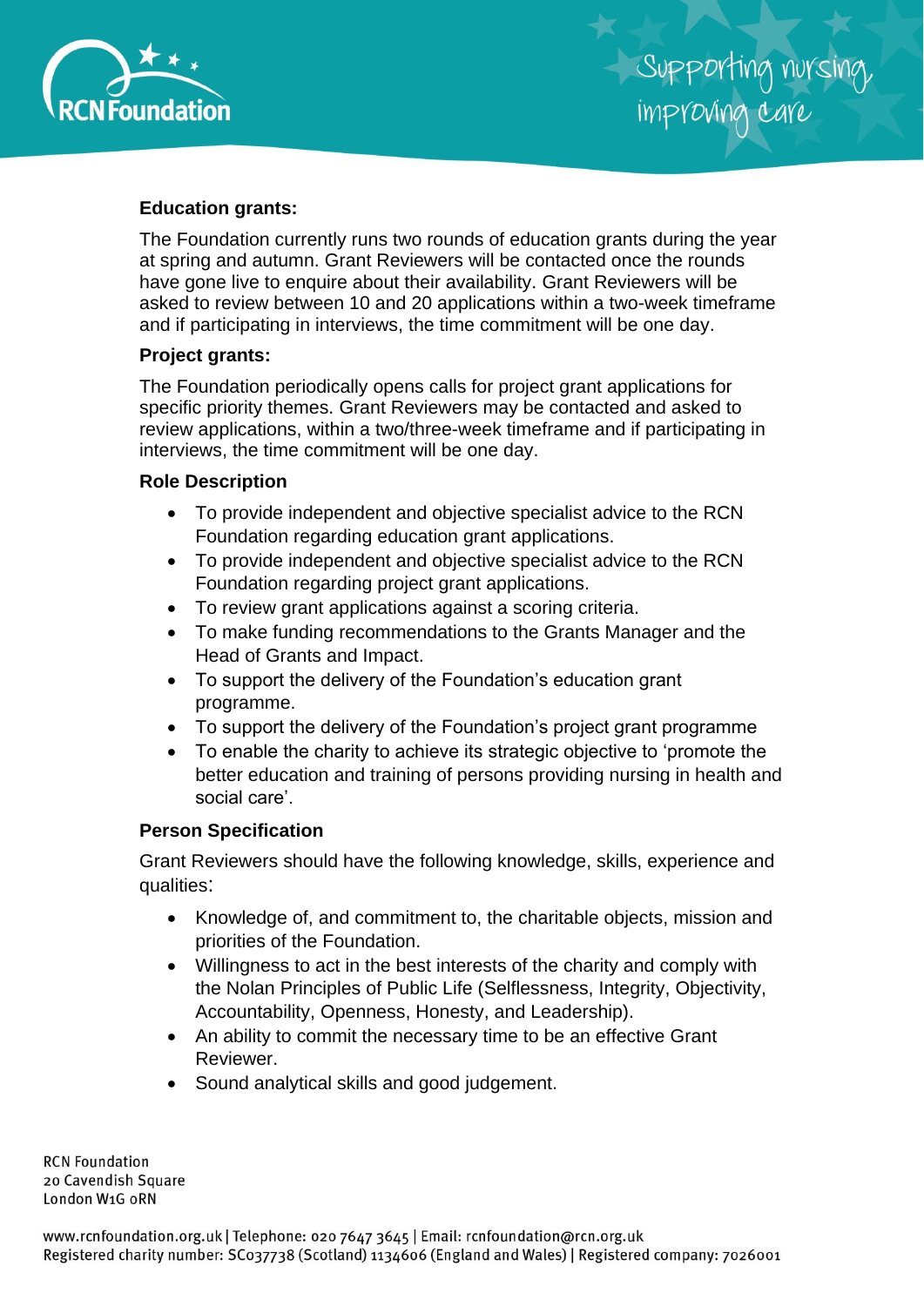**Education grants:**

The Foundation currently runs two rounds of education grants during the year at spring and autumn. Grant Reviewers will be contacted once the rounds have gone live to enquire about their availability. Grant Reviewers will be asked to review between 10 and 20 applications within a two-week timeframe and if participating in interviews, the time commitment will be one day.

**Project grants:**

The Foundation periodically opens calls for project grant applications for specific priority themes. Grant Reviewers may be contacted and asked to review applications, within a two/three-week timeframe and if participating in interviews, the time commitment will be one day.

**Role Description**

- To provide independent and objective specialist advice to the RCN Foundation regarding education grant applications.
- To provide independent and objective specialist advice to the RCN Foundation regarding project grant applications.
- To review grant applications against a scoring criteria.
- To make funding recommendations to the Grants Manager and the Head of Grants and Impact.
- To support the delivery of the Foundation's education grant programme.
- To support the delivery of the Foundation's project grant programme
- To enable the charity to achieve its strategic objective to 'promote the better education and training of persons providing nursing in health and social care'.

**Person Specification**

Grant Reviewers should have the following knowledge, skills, experience and qualities:

- Knowledge of, and commitment to, the charitable objects, mission and priorities of the Foundation.
- Willingness to act in the best interests of the charity and comply with the Nolan Principles of Public Life (Selflessness, Integrity, Objectivity, Accountability, Openness, Honesty, and Leadership).
- An ability to commit the necessary time to be an effective Grant Reviewer.
- Sound analytical skills and good judgement.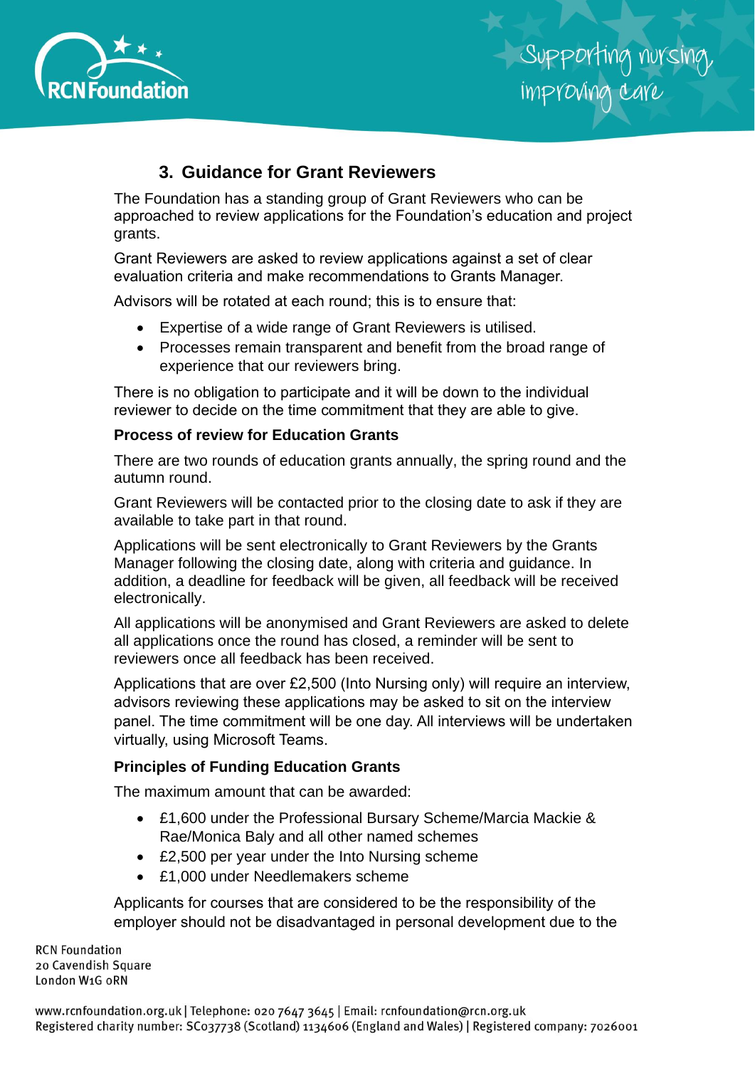## 3. Guidance for Grant Reviewers

The Foundation has a standing group of Grant Reviewers who can be approached to review applications for the Foundation's education and project grants.

Grant Reviewers are asked to review applications against a set of clear evaluation criteria and make recommendations to Grants Manager.

Advisors will be rotated at each round; this is to ensure that:

- Expertise of a wide range of Grant Reviewers is utilised.
- Processes remain transparent and benefit from the broad range of experience that our reviewers bring.

There is no obligation to participate and it will be down to the individual reviewer to decide on the time commitment that they are able to give.

**Process of review for Education Grants**

There are two rounds of education grants annually, the spring round and the autumn round.

Grant Reviewers will be contacted prior to the closing date to ask if they are available to take part in that round.

Applications will be sent electronically to Grant Reviewers by the Grants Manager following the closing date, along with criteria and guidance. In addition, a deadline for feedback will be given, all feedback will be received electronically.

All applications will be anonymised and Grant Reviewers are asked to delete all applications once the round has closed, a reminder will be sent to reviewers once all feedback has been received.

Applications that are over £2,500 (Into Nursing only) will require an interview, advisors reviewing these applications may be asked to sit on the interview panel. The time commitment will be one day. All interviews will be undertaken virtually, using Microsoft Teams.

**Principles of Funding Education Grants**

The maximum amount that can be awarded:

- £1,600 under the Professional Bursary Scheme/Marcia Mackie & Rae/Monica Baly and all other named schemes
- £2,500 per year under the Into Nursing scheme
- £1,000 under Needlemakers scheme

Applicants for courses that are considered to be the responsibility of the employer should not be disadvantaged in personal development due to the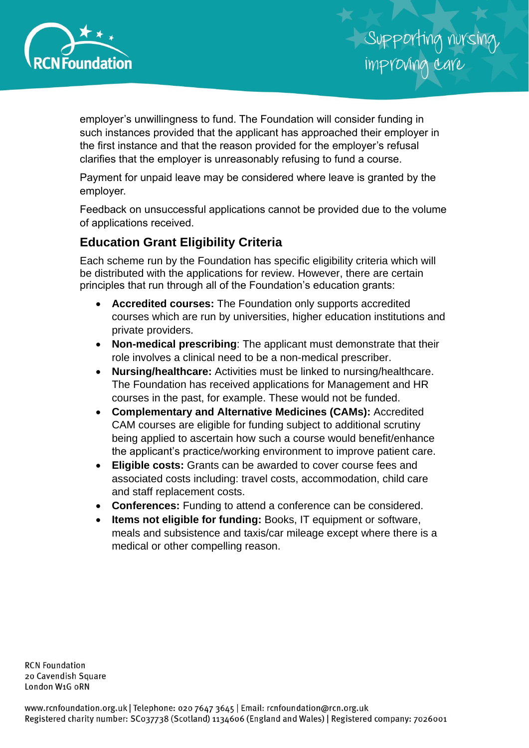employer's unwillingness to fund. The Foundation will consider funding in such instances provided that the applicant has approached their employer in the first instance and that the reason provided for the employer's refusal clarifies that the employer is unreasonably refusing to fund a course.

Payment for unpaid leave may be considered where leave is granted by the employer.

Feedback on unsuccessful applications cannot be provided due to the volume of applications received.

## Education Grant Eligibility Criteria

Each scheme run by the Foundation has specific eligibility criteria which will be distributed with the applications for review. However, there are certain principles that run through all of the Foundation's education grants:

- **Accredited courses:** The Foundation only supports accredited courses which are run by universities, higher education institutions and private providers.
- **Non-medical prescribing**: The applicant must demonstrate that their role involves a clinical need to be a non-medical prescriber.
- **Nursing/healthcare:** Activities must be linked to nursing/healthcare. The Foundation has received applications for Management and HR courses in the past, for example. These would not be funded.
- **Complementary and Alternative Medicines (CAMs):** Accredited CAM courses are eligible for funding subject to additional scrutiny being applied to ascertain how such a course would benefit/enhance the applicant's practice/working environment to improve patient care.
- **Eligible costs:** Grants can be awarded to cover course fees and associated costs including: travel costs, accommodation, child care and staff replacement costs.
- **Conferences:** Funding to attend a conference can be considered.
- **Items not eligible for funding:** Books, IT equipment or software, meals and subsistence and taxis/car mileage except where there is a medical or other compelling reason.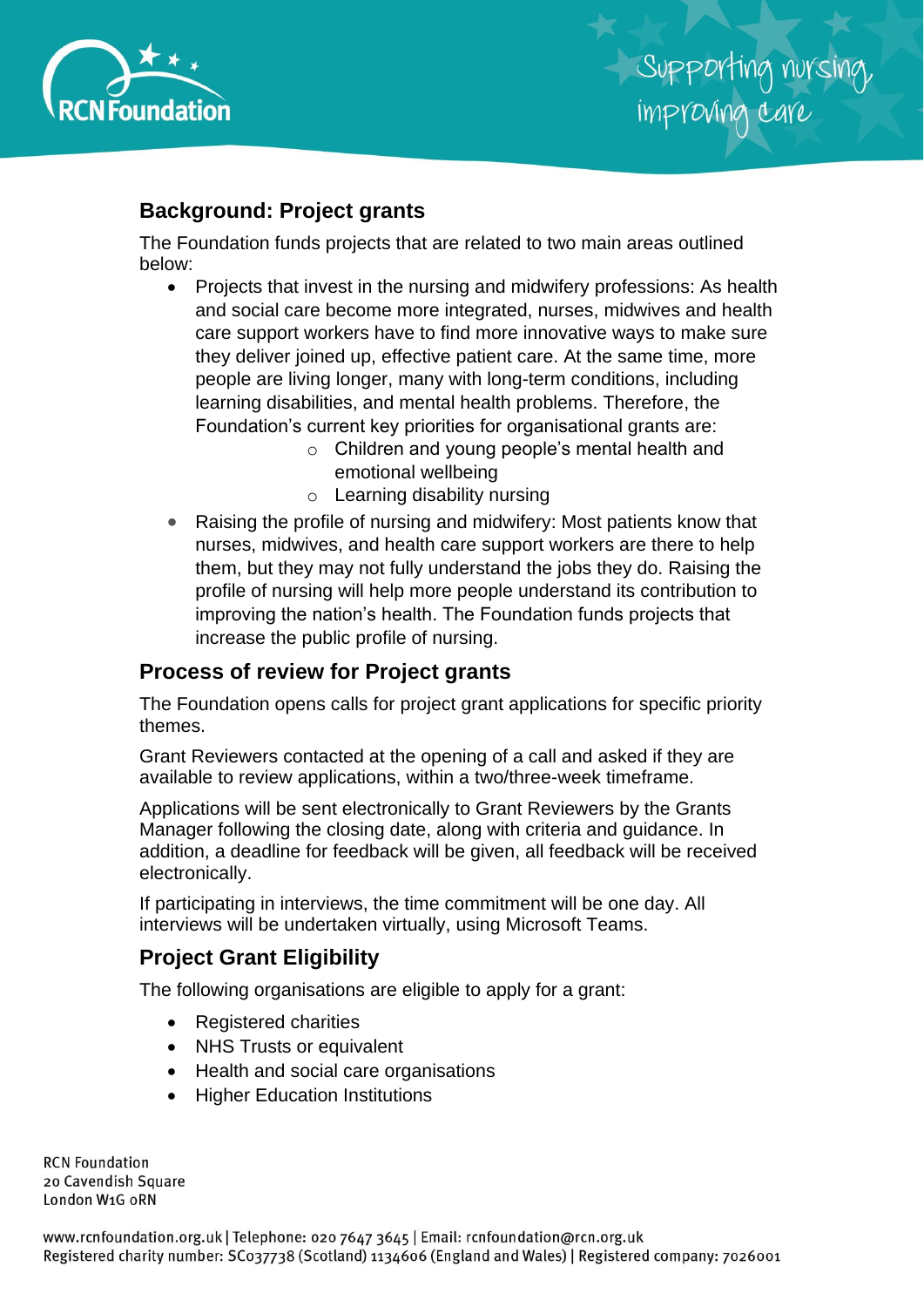## Background: Project grants

The Foundation funds projects that are related to two main areas outlined below:

- Projects that invest in the nursing and midwifery professions: As health and social care become more integrated, nurses, midwives and health care support workers have to find more innovative ways to make sure they deliver joined up, effective patient care. At the same time, more people are living longer, many with long-term conditions, including learning disabilities, and mental health problems. Therefore, the Foundation's current key priorities for organisational grants are:
    - Children and young people's mental health and emotional wellbeing
    - Learning disability nursing
- Raising the profile of nursing and midwifery: Most patients know that nurses, midwives, and health care support workers are there to help them, but they may not fully understand the jobs they do. Raising the profile of nursing will help more people understand its contribution to improving the nation's health. The Foundation funds projects that increase the public profile of nursing.

## Process of review for Project grants

The Foundation opens calls for project grant applications for specific priority themes.

Grant Reviewers contacted at the opening of a call and asked if they are available to review applications, within a two/three-week timeframe.

Applications will be sent electronically to Grant Reviewers by the Grants Manager following the closing date, along with criteria and guidance. In addition, a deadline for feedback will be given, all feedback will be received electronically.

If participating in interviews, the time commitment will be one day. All interviews will be undertaken virtually, using Microsoft Teams.

## Project Grant Eligibility

The following organisations are eligible to apply for a grant:

- Registered charities
- NHS Trusts or equivalent
- Health and social care organisations
- Higher Education Institutions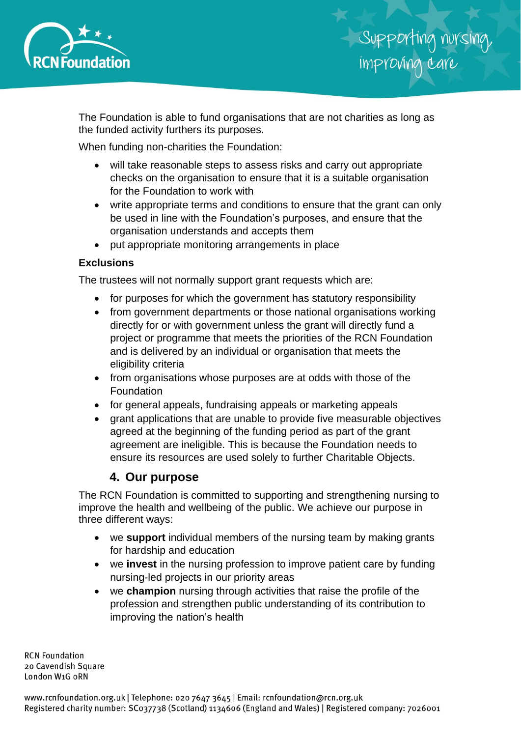The Foundation is able to fund organisations that are not charities as long as the funded activity furthers its purposes.

When funding non-charities the Foundation:

- will take reasonable steps to assess risks and carry out appropriate checks on the organisation to ensure that it is a suitable organisation for the Foundation to work with
- write appropriate terms and conditions to ensure that the grant can only be used in line with the Foundation's purposes, and ensure that the organisation understands and accepts them
- put appropriate monitoring arrangements in place

**Exclusions**

The trustees will not normally support grant requests which are:

- for purposes for which the government has statutory responsibility
- from government departments or those national organisations working directly for or with government unless the grant will directly fund a project or programme that meets the priorities of the RCN Foundation and is delivered by an individual or organisation that meets the eligibility criteria
- from organisations whose purposes are at odds with those of the Foundation
- for general appeals, fundraising appeals or marketing appeals
- grant applications that are unable to provide five measurable objectives agreed at the beginning of the funding period as part of the grant agreement are ineligible. This is because the Foundation needs to ensure its resources are used solely to further Charitable Objects.

## 4. Our purpose

The RCN Foundation is committed to supporting and strengthening nursing to improve the health and wellbeing of the public. We achieve our purpose in three different ways:

- we **support** individual members of the nursing team by making grants for hardship and education
- we **invest** in the nursing profession to improve patient care by funding nursing-led projects in our priority areas
- we **champion** nursing through activities that raise the profile of the profession and strengthen public understanding of its contribution to improving the nation's health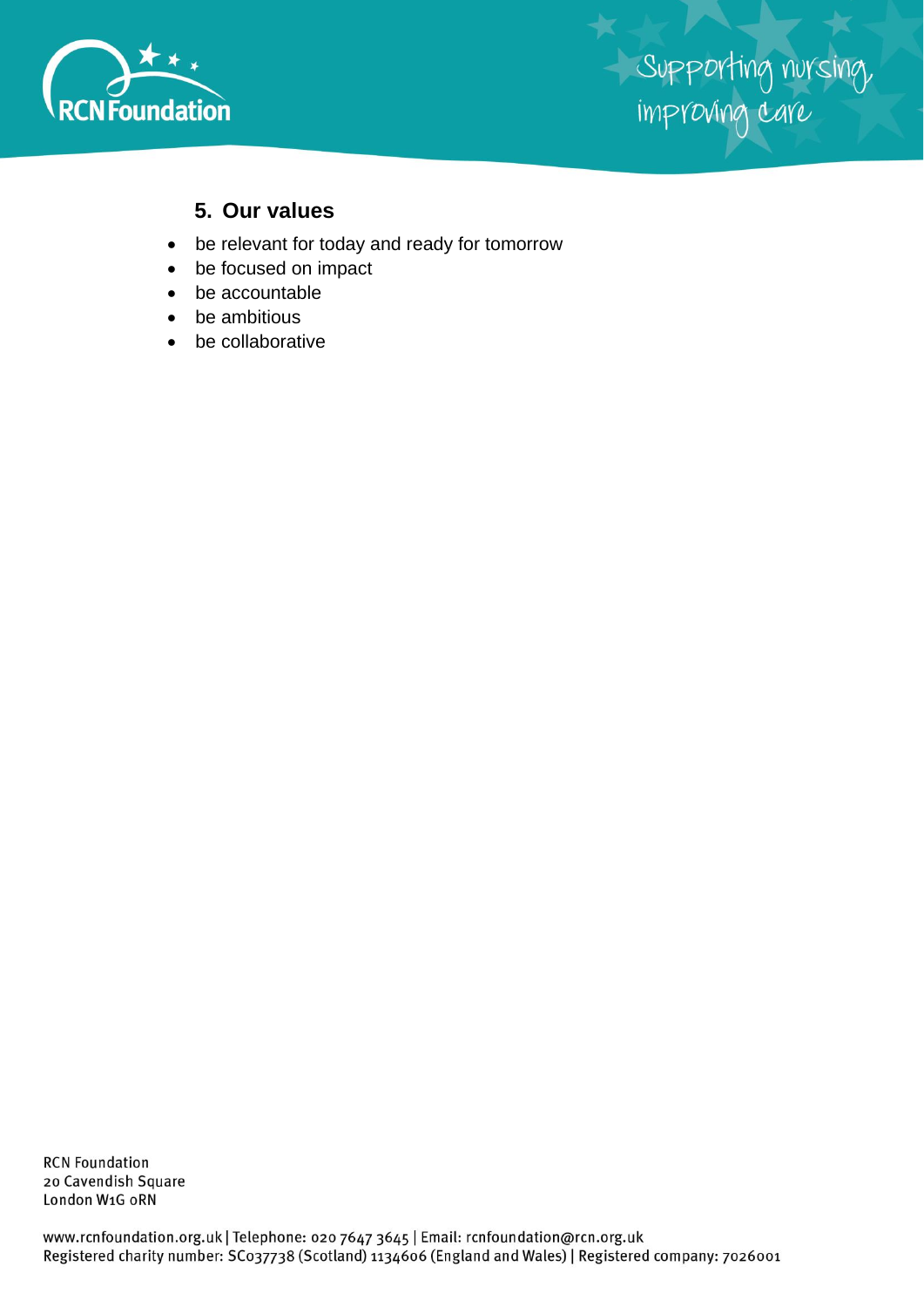## 5. Our values

- be relevant for today and ready for tomorrow
- be focused on impact
- be accountable
- be ambitious
- be collaborative

RCN Foundation
20 Cavendish Square
London W1G 0RN

www.rcnfoundation.org.uk | Telephone: 020 7647 3645 | Email: rcnfoundation@rcn.org.uk
Registered charity number: SC037738 (Scotland) 1134606 (England and Wales) | Registered company: 7026001